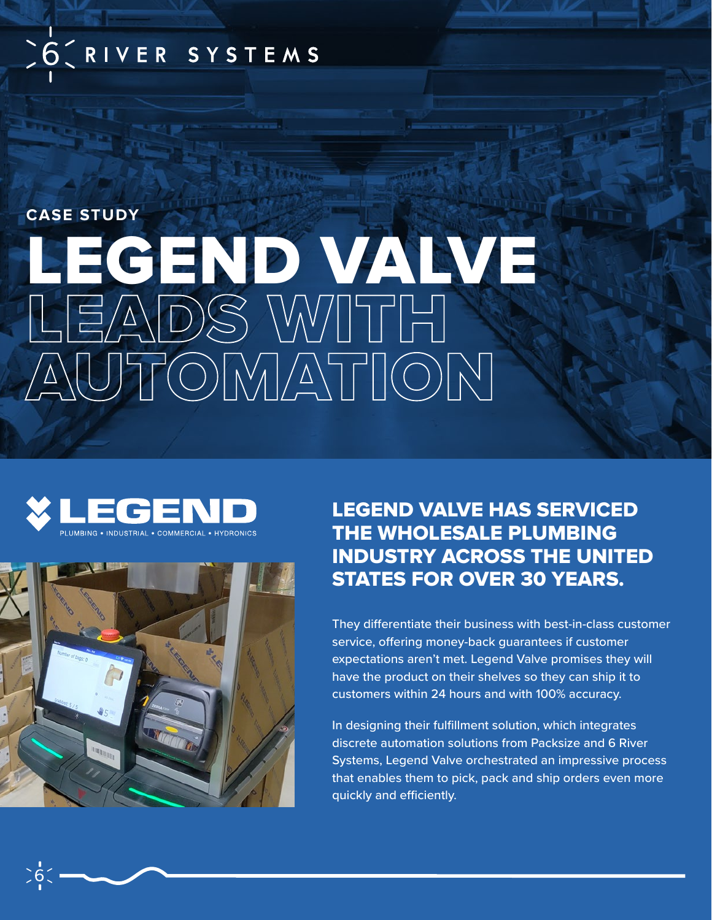6 RIVER SYSTEMS

CASE STUDY

# LEGEND VALVE LEADS WITH AUTOMATION

LEGEND

PLUMBING • INDUSTRIAL • COMMERCIAL • HYDRONICS

## LEGEND VALVE HAS SERVICED THE WHOLESALE PLUMBING INDUSTRY ACROSS THE UNITED STATES FOR OVER 30 YEARS.

They differentiate their business with best-in-class customer service, offering money-back guarantees if customer expectations aren't met. Legend Valve promises they will have the product on their shelves so they can ship it to customers within 24 hours and with 100% accuracy.

In designing their fulfillment solution, which integrates discrete automation solutions from Packsize and 6 River Systems, Legend Valve orchestrated an impressive process that enables them to pick, pack and ship orders even more quickly and efficiently.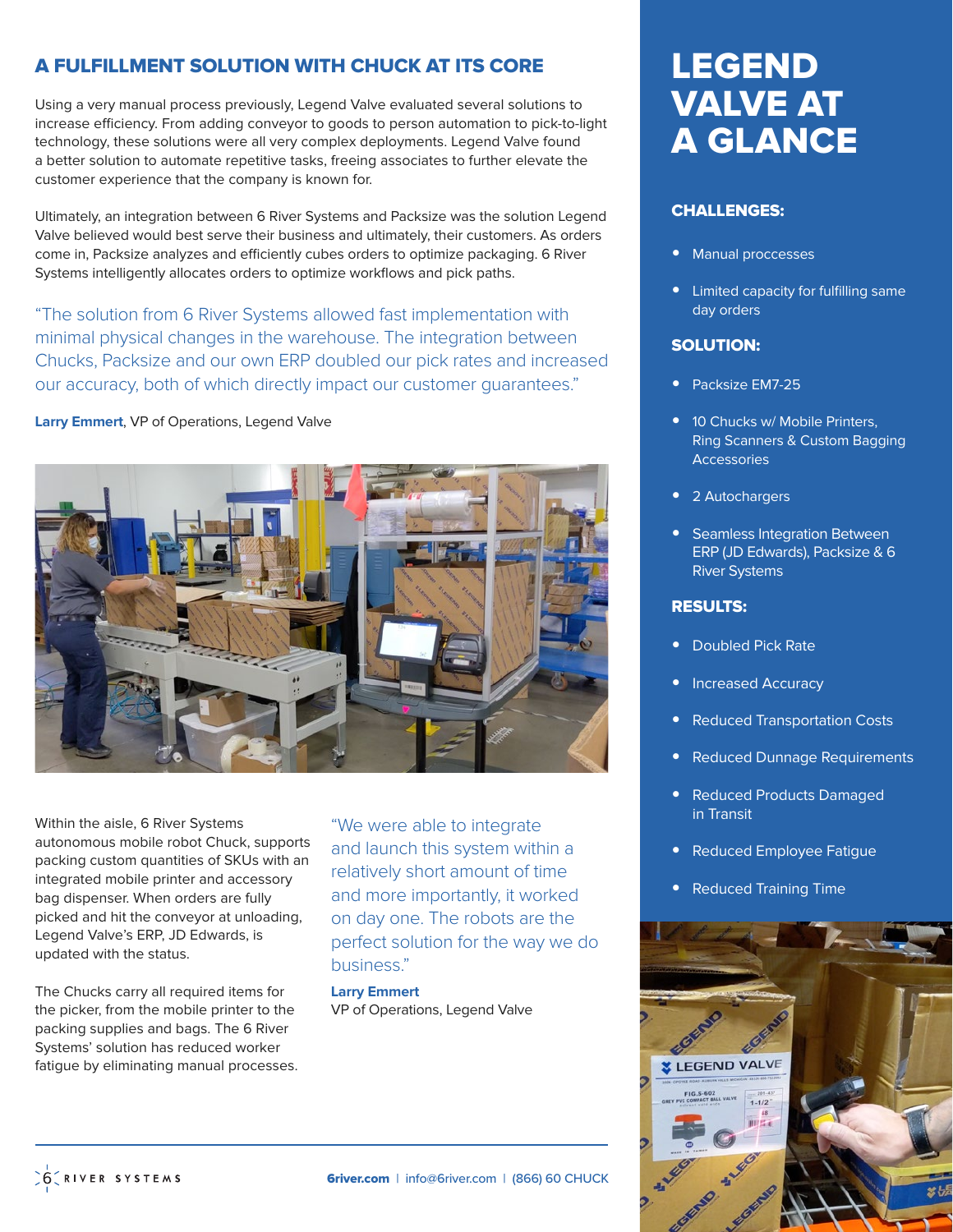## A FULFILLMENT SOLUTION WITH CHUCK AT ITS CORE

Using a very manual process previously, Legend Valve evaluated several solutions to increase efficiency. From adding conveyor to goods to person automation to pick-to-light technology, these solutions were all very complex deployments. Legend Valve found a better solution to automate repetitive tasks, freeing associates to further elevate the customer experience that the company is known for.

Ultimately, an integration between 6 River Systems and Packsize was the solution Legend Valve believed would best serve their business and ultimately, their customers. As orders come in, Packsize analyzes and efficiently cubes orders to optimize packaging. 6 River Systems intelligently allocates orders to optimize workflows and pick paths.

> "The solution from 6 River Systems allowed fast implementation with minimal physical changes in the warehouse. The integration between Chucks, Packsize and our own ERP doubled our pick rates and increased our accuracy, both of which directly impact our customer guarantees."

**Larry Emmert**, VP of Operations, Legend Valve

Within the aisle, 6 River Systems autonomous mobile robot Chuck, supports packing custom quantities of SKUs with an integrated mobile printer and accessory bag dispenser. When orders are fully picked and hit the conveyor at unloading, Legend Valve's ERP, JD Edwards, is updated with the status.

The Chucks carry all required items for the picker, from the mobile printer to the packing supplies and bags. The 6 River Systems' solution has reduced worker fatigue by eliminating manual processes.

> "We were able to integrate and launch this system within a relatively short amount of time and more importantly, it worked on day one. The robots are the perfect solution for the way we do business."

**Larry Emmert**
VP of Operations, Legend Valve

# LEGEND VALVE AT A GLANCE

### CHALLENGES:

- Manual proccesses
- Limited capacity for fulfilling same day orders

### SOLUTION:

- Packsize EM7-25
- 10 Chucks w/ Mobile Printers, Ring Scanners & Custom Bagging Accessories
- 2 Autochargers
- Seamless Integration Between ERP (JD Edwards), Packsize & 6 River Systems

### RESULTS:

- Doubled Pick Rate
- Increased Accuracy
- Reduced Transportation Costs
- Reduced Dunnage Requirements
- Reduced Products Damaged in Transit
- Reduced Employee Fatigue
- Reduced Training Time

6river.com | info@6river.com | (866) 60 CHUCK